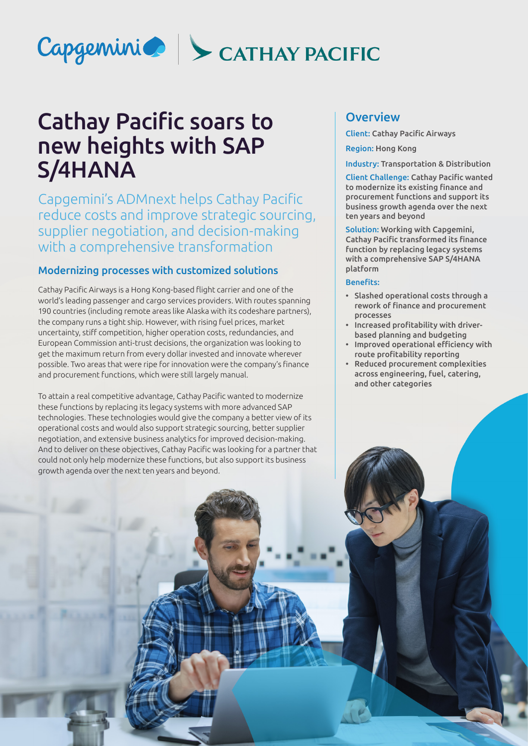# Cathay Pacific soars to new heights with SAP S/4HANA

Capgemini's ADMnext helps Cathay Pacific reduce costs and improve strategic sourcing, supplier negotiation, and decision-making with a comprehensive transformation

## Modernizing processes with customized solutions

Cathay Pacific Airways is a Hong Kong-based flight carrier and one of the world's leading passenger and cargo services providers. With routes spanning 190 countries (including remote areas like Alaska with its codeshare partners), the company runs a tight ship. However, with rising fuel prices, market uncertainty, stiff competition, higher operation costs, redundancies, and European Commission anti-trust decisions, the organization was looking to get the maximum return from every dollar invested and innovate wherever possible. Two areas that were ripe for innovation were the company's finance and procurement functions, which were still largely manual.

To attain a real competitive advantage, Cathay Pacific wanted to modernize these functions by replacing its legacy systems with more advanced SAP technologies. These technologies would give the company a better view of its operational costs and would also support strategic sourcing, better supplier negotiation, and extensive business analytics for improved decision-making. And to deliver on these objectives, Cathay Pacific was looking for a partner that could not only help modernize these functions, but also support its business growth agenda over the next ten years and beyond.

## Overview

**Client:** Cathay Pacific Airways

**Region:** Hong Kong

**Industry:** Transportation & Distribution

**Client Challenge:** Cathay Pacific wanted to modernize its existing finance and procurement functions and support its business growth agenda over the next ten years and beyond

**Solution:** Working with Capgemini, Cathay Pacific transformed its finance function by replacing legacy systems with a comprehensive SAP S/4HANA platform

**Benefits:**

- Slashed operational costs through a rework of finance and procurement processes
- Increased profitability with driver-based planning and budgeting
- Improved operational efficiency with route profitability reporting
- Reduced procurement complexities across engineering, fuel, catering, and other categories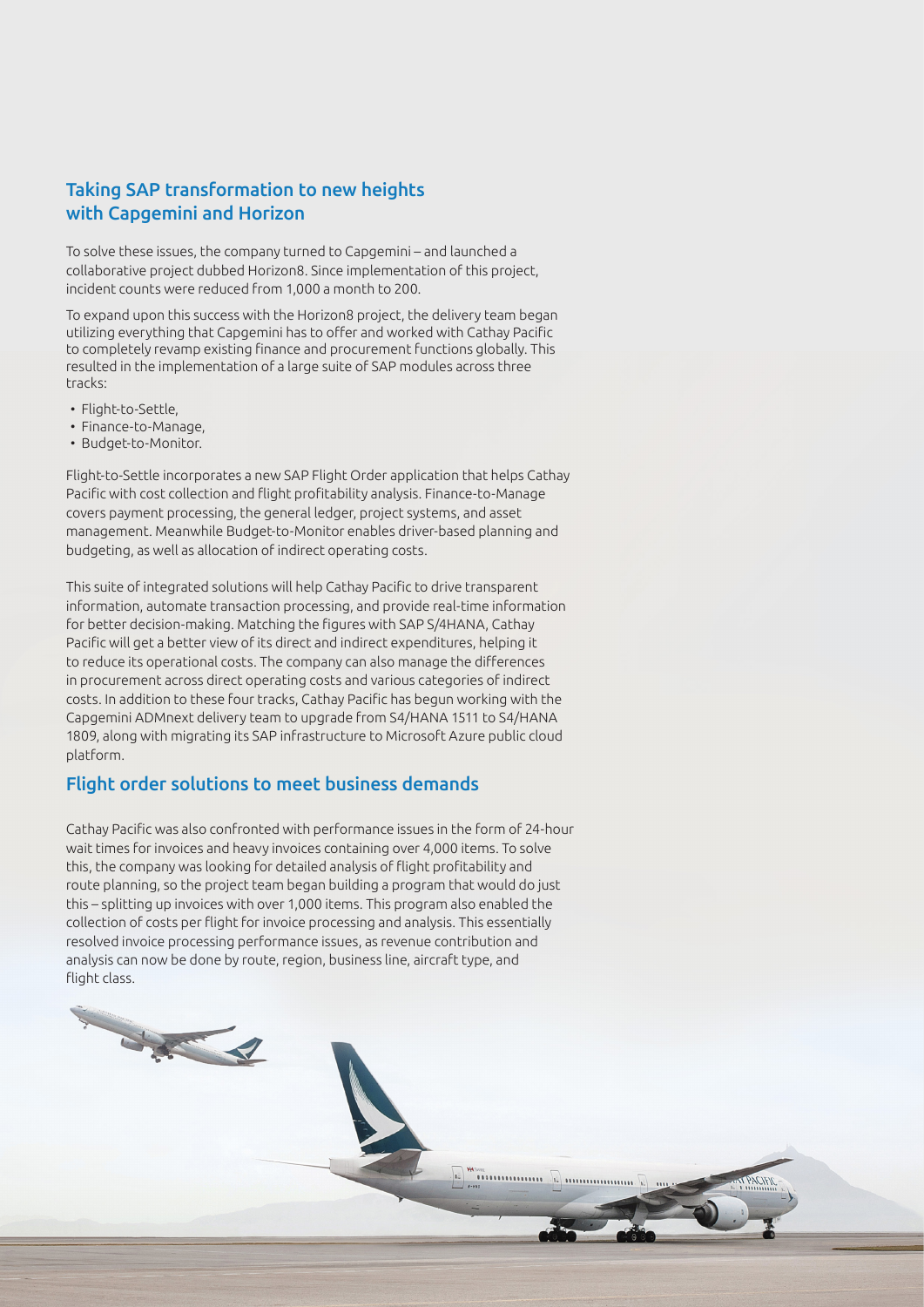## Taking SAP transformation to new heights with Capgemini and Horizon

To solve these issues, the company turned to Capgemini – and launched a collaborative project dubbed Horizon8. Since implementation of this project, incident counts were reduced from 1,000 a month to 200.

To expand upon this success with the Horizon8 project, the delivery team began utilizing everything that Capgemini has to offer and worked with Cathay Pacific to completely revamp existing finance and procurement functions globally. This resulted in the implementation of a large suite of SAP modules across three tracks:

- Flight-to-Settle,
- Finance-to-Manage,
- Budget-to-Monitor.

Flight-to-Settle incorporates a new SAP Flight Order application that helps Cathay Pacific with cost collection and flight profitability analysis. Finance-to-Manage covers payment processing, the general ledger, project systems, and asset management. Meanwhile Budget-to-Monitor enables driver-based planning and budgeting, as well as allocation of indirect operating costs.

This suite of integrated solutions will help Cathay Pacific to drive transparent information, automate transaction processing, and provide real-time information for better decision-making. Matching the figures with SAP S/4HANA, Cathay Pacific will get a better view of its direct and indirect expenditures, helping it to reduce its operational costs. The company can also manage the differences in procurement across direct operating costs and various categories of indirect costs. In addition to these four tracks, Cathay Pacific has begun working with the Capgemini ADMnext delivery team to upgrade from S4/HANA 1511 to S4/HANA 1809, along with migrating its SAP infrastructure to Microsoft Azure public cloud platform.

## Flight order solutions to meet business demands

Cathay Pacific was also confronted with performance issues in the form of 24-hour wait times for invoices and heavy invoices containing over 4,000 items. To solve this, the company was looking for detailed analysis of flight profitability and route planning, so the project team began building a program that would do just this – splitting up invoices with over 1,000 items. This program also enabled the collection of costs per flight for invoice processing and analysis. This essentially resolved invoice processing performance issues, as revenue contribution and analysis can now be done by route, region, business line, aircraft type, and flight class.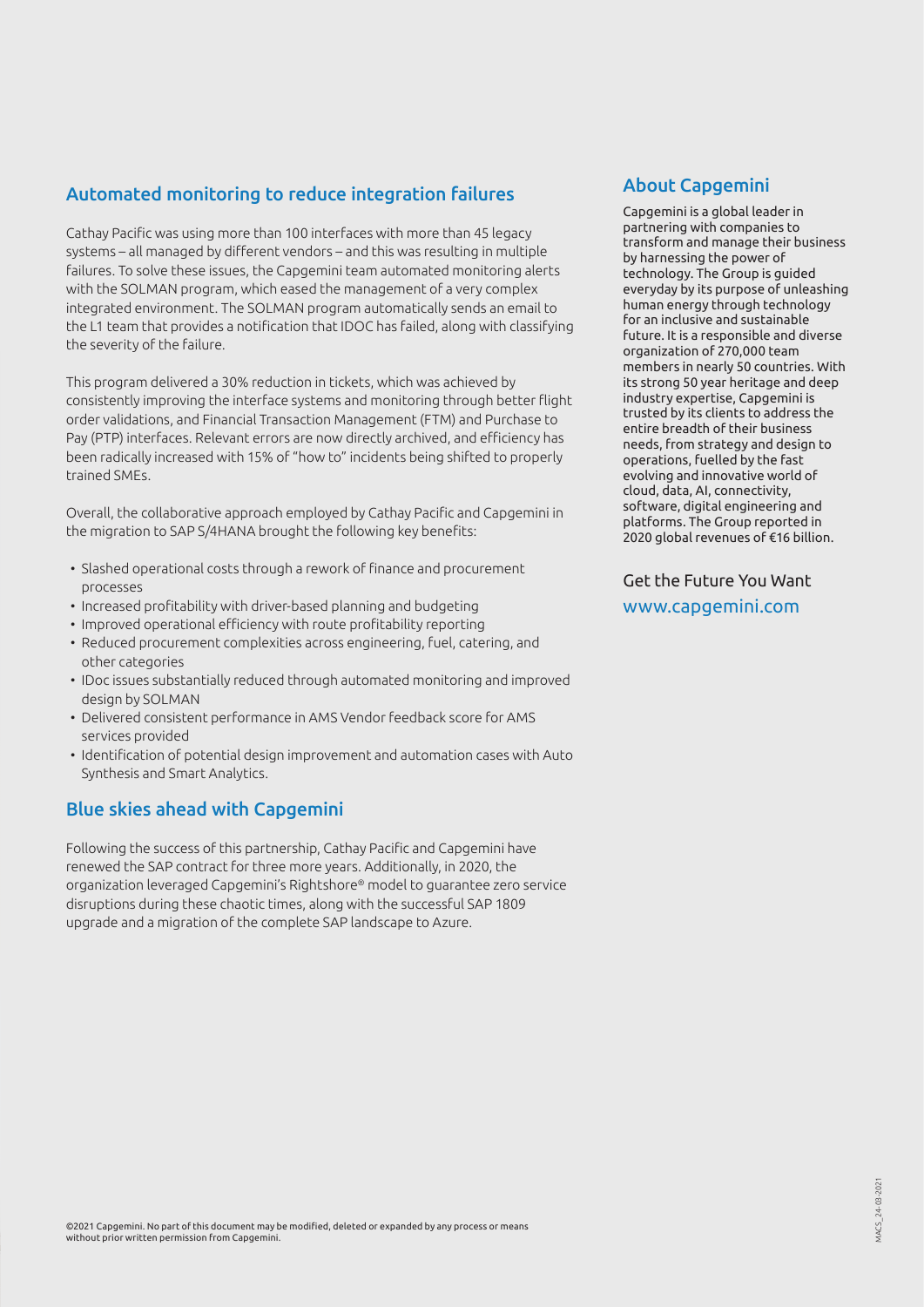## Automated monitoring to reduce integration failures

Cathay Pacific was using more than 100 interfaces with more than 45 legacy systems – all managed by different vendors – and this was resulting in multiple failures. To solve these issues, the Capgemini team automated monitoring alerts with the SOLMAN program, which eased the management of a very complex integrated environment. The SOLMAN program automatically sends an email to the L1 team that provides a notification that IDOC has failed, along with classifying the severity of the failure.

This program delivered a 30% reduction in tickets, which was achieved by consistently improving the interface systems and monitoring through better flight order validations, and Financial Transaction Management (FTM) and Purchase to Pay (PTP) interfaces. Relevant errors are now directly archived, and efficiency has been radically increased with 15% of "how to" incidents being shifted to properly trained SMEs.

Overall, the collaborative approach employed by Cathay Pacific and Capgemini in the migration to SAP S/4HANA brought the following key benefits:

- Slashed operational costs through a rework of finance and procurement processes
- Increased profitability with driver-based planning and budgeting
- Improved operational efficiency with route profitability reporting
- Reduced procurement complexities across engineering, fuel, catering, and other categories
- IDoc issues substantially reduced through automated monitoring and improved design by SOLMAN
- Delivered consistent performance in AMS Vendor feedback score for AMS services provided
- Identification of potential design improvement and automation cases with Auto Synthesis and Smart Analytics.

## Blue skies ahead with Capgemini

Following the success of this partnership, Cathay Pacific and Capgemini have renewed the SAP contract for three more years. Additionally, in 2020, the organization leveraged Capgemini's Rightshore® model to guarantee zero service disruptions during these chaotic times, along with the successful SAP 1809 upgrade and a migration of the complete SAP landscape to Azure.

## About Capgemini

Capgemini is a global leader in partnering with companies to transform and manage their business by harnessing the power of technology. The Group is guided everyday by its purpose of unleashing human energy through technology for an inclusive and sustainable future. It is a responsible and diverse organization of 270,000 team members in nearly 50 countries. With its strong 50 year heritage and deep industry expertise, Capgemini is trusted by its clients to address the entire breadth of their business needs, from strategy and design to operations, fuelled by the fast evolving and innovative world of cloud, data, AI, connectivity, software, digital engineering and platforms. The Group reported in 2020 global revenues of €16 billion.

Get the Future You Want

www.capgemini.com

©2021 Capgemini. No part of this document may be modified, deleted or expanded by any process or means without prior written permission from Capgemini.

MACS_24-03-2021